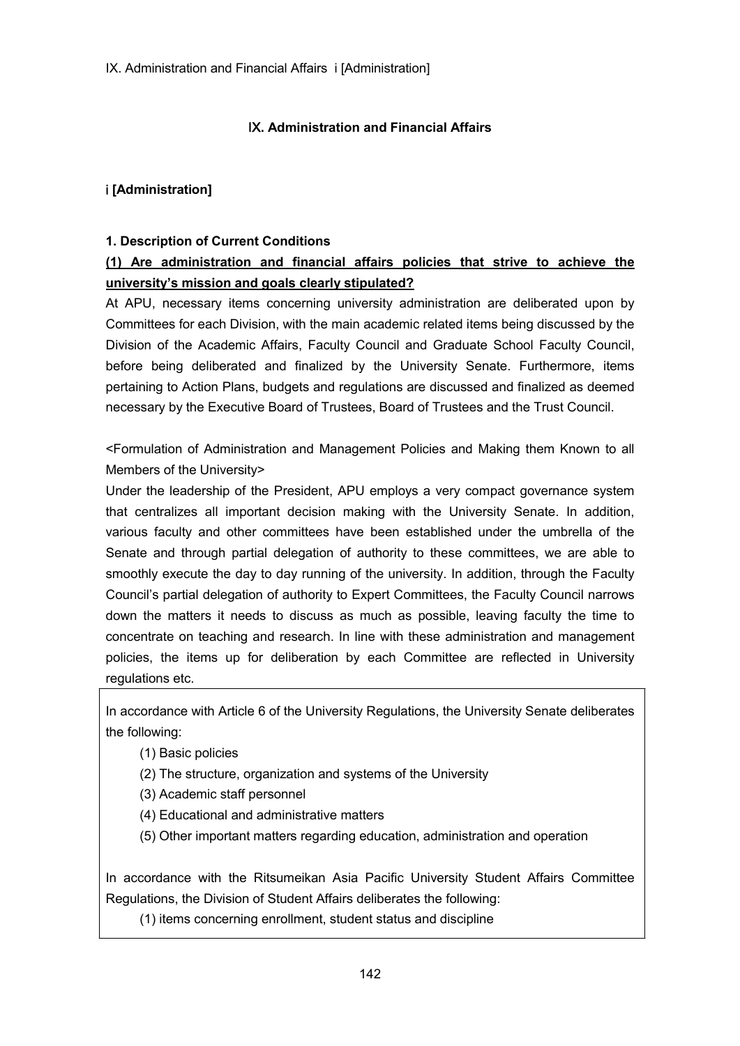# IX. Administration and Financial Affairs

## i [Administration]

### 1. Description of Current Conditions

**(1) Are administration and financial affairs policies that strive to achieve the university's mission and goals clearly stipulated?**

At APU, necessary items concerning university administration are deliberated upon by Committees for each Division, with the main academic related items being discussed by the Division of the Academic Affairs, Faculty Council and Graduate School Faculty Council, before being deliberated and finalized by the University Senate. Furthermore, items pertaining to Action Plans, budgets and regulations are discussed and finalized as deemed necessary by the Executive Board of Trustees, Board of Trustees and the Trust Council.

<Formulation of Administration and Management Policies and Making them Known to all Members of the University>

Under the leadership of the President, APU employs a very compact governance system that centralizes all important decision making with the University Senate. In addition, various faculty and other committees have been established under the umbrella of the Senate and through partial delegation of authority to these committees, we are able to smoothly execute the day to day running of the university. In addition, through the Faculty Council's partial delegation of authority to Expert Committees, the Faculty Council narrows down the matters it needs to discuss as much as possible, leaving faculty the time to concentrate on teaching and research. In line with these administration and management policies, the items up for deliberation by each Committee are reflected in University regulations etc.

In accordance with Article 6 of the University Regulations, the University Senate deliberates the following:

(1) Basic policies
(2) The structure, organization and systems of the University
(3) Academic staff personnel
(4) Educational and administrative matters
(5) Other important matters regarding education, administration and operation

In accordance with the Ritsumeikan Asia Pacific University Student Affairs Committee Regulations, the Division of Student Affairs deliberates the following:

(1) items concerning enrollment, student status and discipline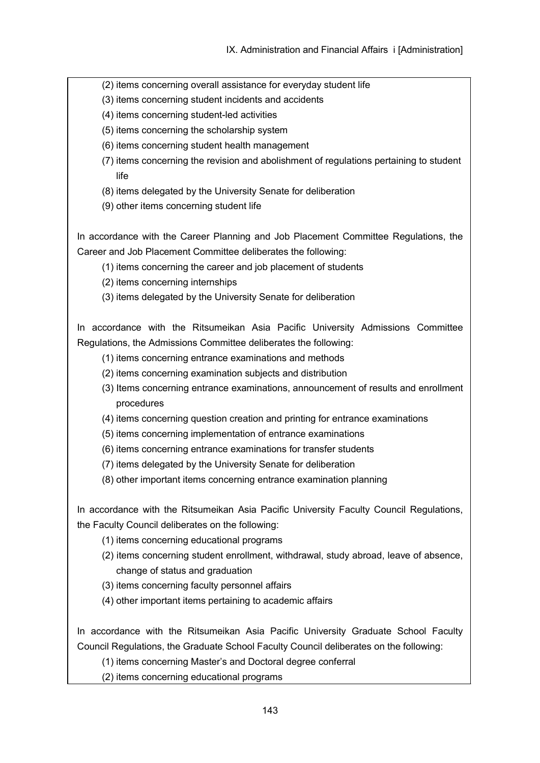(2) items concerning overall assistance for everyday student life

(3) items concerning student incidents and accidents

(4) items concerning student-led activities

(5) items concerning the scholarship system

(6) items concerning student health management

(7) items concerning the revision and abolishment of regulations pertaining to student life

(8) items delegated by the University Senate for deliberation

(9) other items concerning student life

In accordance with the Career Planning and Job Placement Committee Regulations, the Career and Job Placement Committee deliberates the following:

(1) items concerning the career and job placement of students

(2) items concerning internships

(3) items delegated by the University Senate for deliberation

In accordance with the Ritsumeikan Asia Pacific University Admissions Committee Regulations, the Admissions Committee deliberates the following:

(1) items concerning entrance examinations and methods

(2) items concerning examination subjects and distribution

(3) Items concerning entrance examinations, announcement of results and enrollment procedures

(4) items concerning question creation and printing for entrance examinations

(5) items concerning implementation of entrance examinations

(6) items concerning entrance examinations for transfer students

(7) items delegated by the University Senate for deliberation

(8) other important items concerning entrance examination planning

In accordance with the Ritsumeikan Asia Pacific University Faculty Council Regulations, the Faculty Council deliberates on the following:

(1) items concerning educational programs

(2) items concerning student enrollment, withdrawal, study abroad, leave of absence, change of status and graduation

(3) items concerning faculty personnel affairs

(4) other important items pertaining to academic affairs

In accordance with the Ritsumeikan Asia Pacific University Graduate School Faculty Council Regulations, the Graduate School Faculty Council deliberates on the following:

(1) items concerning Master's and Doctoral degree conferral

(2) items concerning educational programs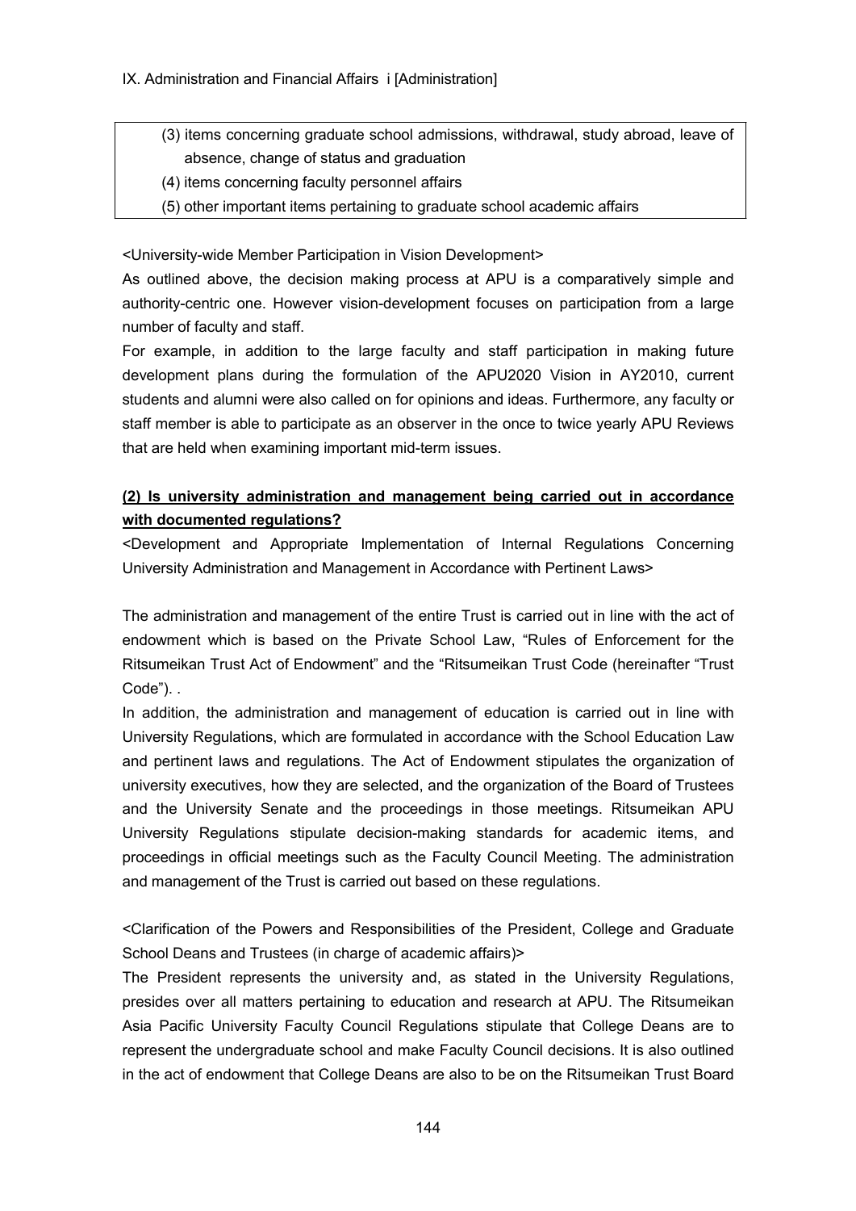(3) items concerning graduate school admissions, withdrawal, study abroad, leave of absence, change of status and graduation
(4) items concerning faculty personnel affairs
(5) other important items pertaining to graduate school academic affairs

<University-wide Member Participation in Vision Development>

As outlined above, the decision making process at APU is a comparatively simple and authority-centric one. However vision-development focuses on participation from a large number of faculty and staff.

For example, in addition to the large faculty and staff participation in making future development plans during the formulation of the APU2020 Vision in AY2010, current students and alumni were also called on for opinions and ideas. Furthermore, any faculty or staff member is able to participate as an observer in the once to twice yearly APU Reviews that are held when examining important mid-term issues.

**(2) Is university administration and management being carried out in accordance with documented regulations?**

<Development and Appropriate Implementation of Internal Regulations Concerning University Administration and Management in Accordance with Pertinent Laws>

The administration and management of the entire Trust is carried out in line with the act of endowment which is based on the Private School Law, "Rules of Enforcement for the Ritsumeikan Trust Act of Endowment" and the "Ritsumeikan Trust Code (hereinafter "Trust Code"). .

In addition, the administration and management of education is carried out in line with University Regulations, which are formulated in accordance with the School Education Law and pertinent laws and regulations. The Act of Endowment stipulates the organization of university executives, how they are selected, and the organization of the Board of Trustees and the University Senate and the proceedings in those meetings. Ritsumeikan APU University Regulations stipulate decision-making standards for academic items, and proceedings in official meetings such as the Faculty Council Meeting. The administration and management of the Trust is carried out based on these regulations.

<Clarification of the Powers and Responsibilities of the President, College and Graduate School Deans and Trustees (in charge of academic affairs)>

The President represents the university and, as stated in the University Regulations, presides over all matters pertaining to education and research at APU. The Ritsumeikan Asia Pacific University Faculty Council Regulations stipulate that College Deans are to represent the undergraduate school and make Faculty Council decisions. It is also outlined in the act of endowment that College Deans are also to be on the Ritsumeikan Trust Board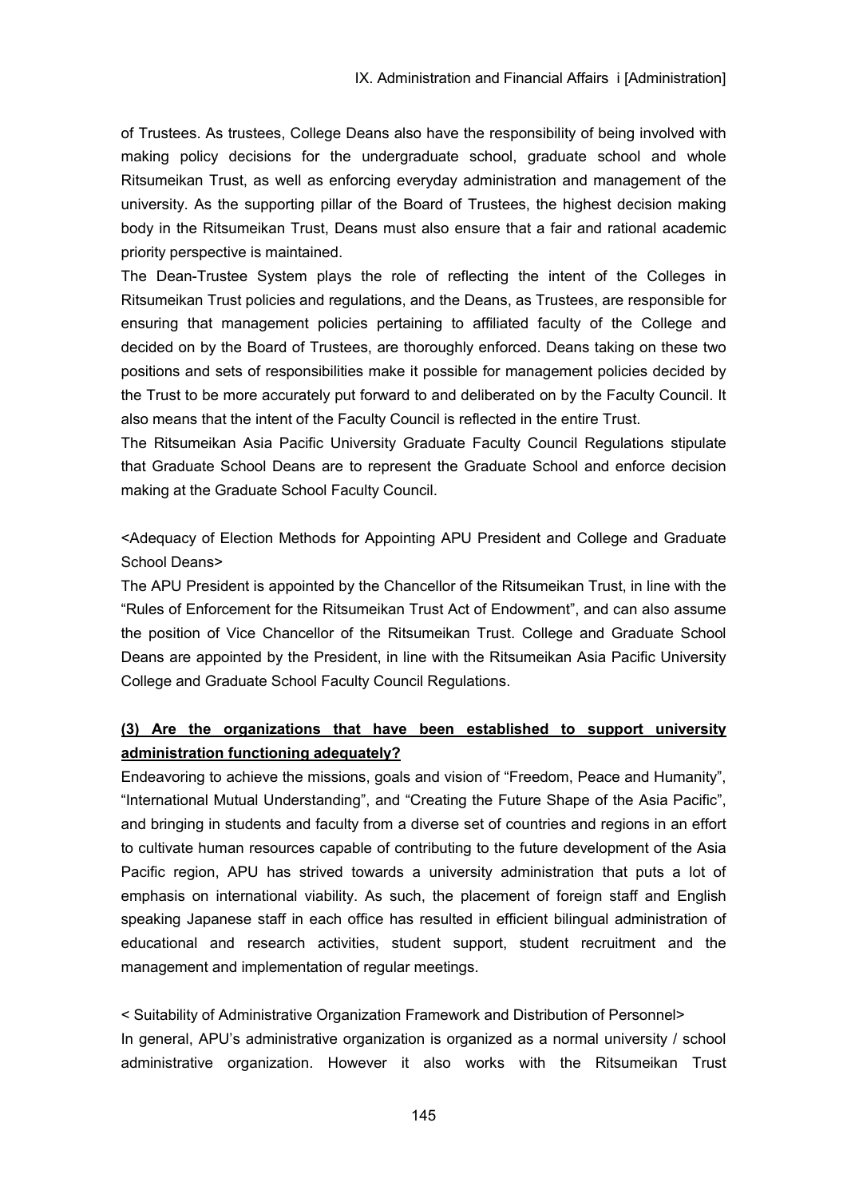of Trustees. As trustees, College Deans also have the responsibility of being involved with making policy decisions for the undergraduate school, graduate school and whole Ritsumeikan Trust, as well as enforcing everyday administration and management of the university. As the supporting pillar of the Board of Trustees, the highest decision making body in the Ritsumeikan Trust, Deans must also ensure that a fair and rational academic priority perspective is maintained.

The Dean-Trustee System plays the role of reflecting the intent of the Colleges in Ritsumeikan Trust policies and regulations, and the Deans, as Trustees, are responsible for ensuring that management policies pertaining to affiliated faculty of the College and decided on by the Board of Trustees, are thoroughly enforced. Deans taking on these two positions and sets of responsibilities make it possible for management policies decided by the Trust to be more accurately put forward to and deliberated on by the Faculty Council. It also means that the intent of the Faculty Council is reflected in the entire Trust.

The Ritsumeikan Asia Pacific University Graduate Faculty Council Regulations stipulate that Graduate School Deans are to represent the Graduate School and enforce decision making at the Graduate School Faculty Council.

<Adequacy of Election Methods for Appointing APU President and College and Graduate School Deans>

The APU President is appointed by the Chancellor of the Ritsumeikan Trust, in line with the "Rules of Enforcement for the Ritsumeikan Trust Act of Endowment", and can also assume the position of Vice Chancellor of the Ritsumeikan Trust. College and Graduate School Deans are appointed by the President, in line with the Ritsumeikan Asia Pacific University College and Graduate School Faculty Council Regulations.

### **(3) Are the organizations that have been established to support university administration functioning adequately?**

Endeavoring to achieve the missions, goals and vision of "Freedom, Peace and Humanity", "International Mutual Understanding", and "Creating the Future Shape of the Asia Pacific", and bringing in students and faculty from a diverse set of countries and regions in an effort to cultivate human resources capable of contributing to the future development of the Asia Pacific region, APU has strived towards a university administration that puts a lot of emphasis on international viability. As such, the placement of foreign staff and English speaking Japanese staff in each office has resulted in efficient bilingual administration of educational and research activities, student support, student recruitment and the management and implementation of regular meetings.

< Suitability of Administrative Organization Framework and Distribution of Personnel>

In general, APU's administrative organization is organized as a normal university / school administrative organization. However it also works with the Ritsumeikan Trust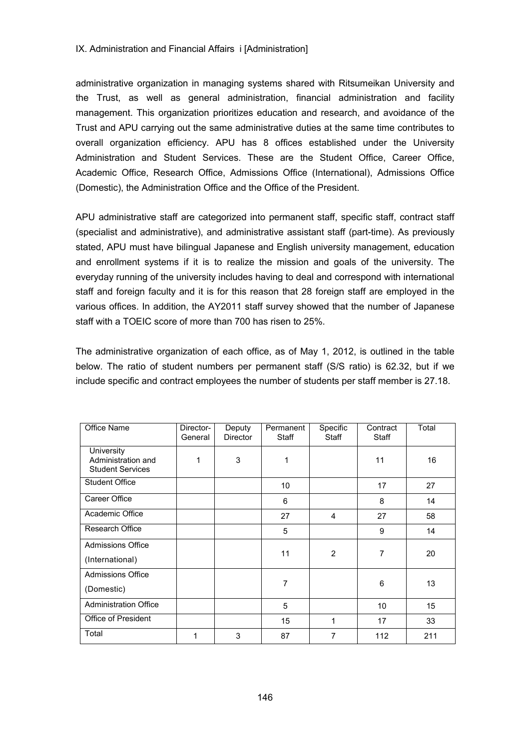administrative organization in managing systems shared with Ritsumeikan University and the Trust, as well as general administration, financial administration and facility management. This organization prioritizes education and research, and avoidance of the Trust and APU carrying out the same administrative duties at the same time contributes to overall organization efficiency. APU has 8 offices established under the University Administration and Student Services. These are the Student Office, Career Office, Academic Office, Research Office, Admissions Office (International), Admissions Office (Domestic), the Administration Office and the Office of the President.

APU administrative staff are categorized into permanent staff, specific staff, contract staff (specialist and administrative), and administrative assistant staff (part-time). As previously stated, APU must have bilingual Japanese and English university management, education and enrollment systems if it is to realize the mission and goals of the university. The everyday running of the university includes having to deal and correspond with international staff and foreign faculty and it is for this reason that 28 foreign staff are employed in the various offices. In addition, the AY2011 staff survey showed that the number of Japanese staff with a TOEIC score of more than 700 has risen to 25%.

The administrative organization of each office, as of May 1, 2012, is outlined in the table below. The ratio of student numbers per permanent staff (S/S ratio) is 62.32, but if we include specific and contract employees the number of students per staff member is 27.18.

| Office Name | Director-General | Deputy Director | Permanent Staff | Specific Staff | Contract Staff | Total |
|---|---|---|---|---|---|---|
| University Administration and Student Services | 1 | 3 | 1 | | 11 | 16 |
| Student Office | | | 10 | | 17 | 27 |
| Career Office | | | 6 | | 8 | 14 |
| Academic Office | | | 27 | 4 | 27 | 58 |
| Research Office | | | 5 | | 9 | 14 |
| Admissions Office (International) | | | 11 | 2 | 7 | 20 |
| Admissions Office (Domestic) | | | 7 | | 6 | 13 |
| Administration Office | | | 5 | | 10 | 15 |
| Office of President | | | 15 | 1 | 17 | 33 |
| Total | 1 | 3 | 87 | 7 | 112 | 211 |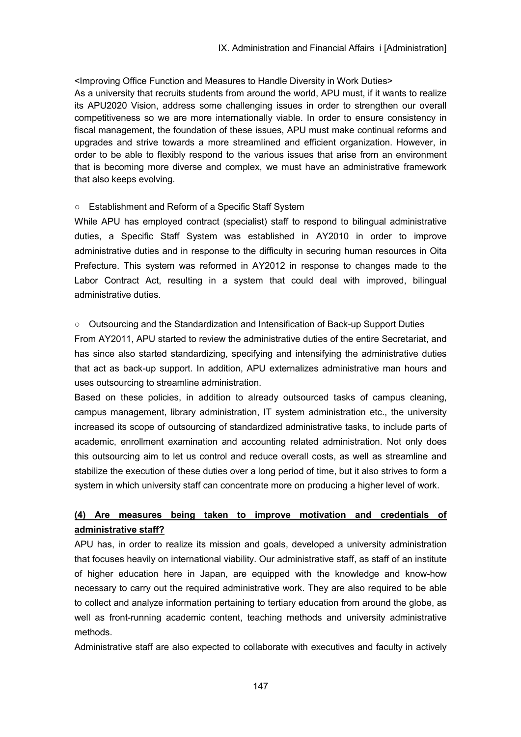<Improving Office Function and Measures to Handle Diversity in Work Duties>

As a university that recruits students from around the world, APU must, if it wants to realize its APU2020 Vision, address some challenging issues in order to strengthen our overall competitiveness so we are more internationally viable. In order to ensure consistency in fiscal management, the foundation of these issues, APU must make continual reforms and upgrades and strive towards a more streamlined and efficient organization. However, in order to be able to flexibly respond to the various issues that arise from an environment that is becoming more diverse and complex, we must have an administrative framework that also keeps evolving.

○ Establishment and Reform of a Specific Staff System

While APU has employed contract (specialist) staff to respond to bilingual administrative duties, a Specific Staff System was established in AY2010 in order to improve administrative duties and in response to the difficulty in securing human resources in Oita Prefecture. This system was reformed in AY2012 in response to changes made to the Labor Contract Act, resulting in a system that could deal with improved, bilingual administrative duties.

○ Outsourcing and the Standardization and Intensification of Back-up Support Duties

From AY2011, APU started to review the administrative duties of the entire Secretariat, and has since also started standardizing, specifying and intensifying the administrative duties that act as back-up support. In addition, APU externalizes administrative man hours and uses outsourcing to streamline administration.

Based on these policies, in addition to already outsourced tasks of campus cleaning, campus management, library administration, IT system administration etc., the university increased its scope of outsourcing of standardized administrative tasks, to include parts of academic, enrollment examination and accounting related administration. Not only does this outsourcing aim to let us control and reduce overall costs, as well as streamline and stabilize the execution of these duties over a long period of time, but it also strives to form a system in which university staff can concentrate more on producing a higher level of work.

**(4) Are measures being taken to improve motivation and credentials of administrative staff?**

APU has, in order to realize its mission and goals, developed a university administration that focuses heavily on international viability. Our administrative staff, as staff of an institute of higher education here in Japan, are equipped with the knowledge and know-how necessary to carry out the required administrative work. They are also required to be able to collect and analyze information pertaining to tertiary education from around the globe, as well as front-running academic content, teaching methods and university administrative methods.

Administrative staff are also expected to collaborate with executives and faculty in actively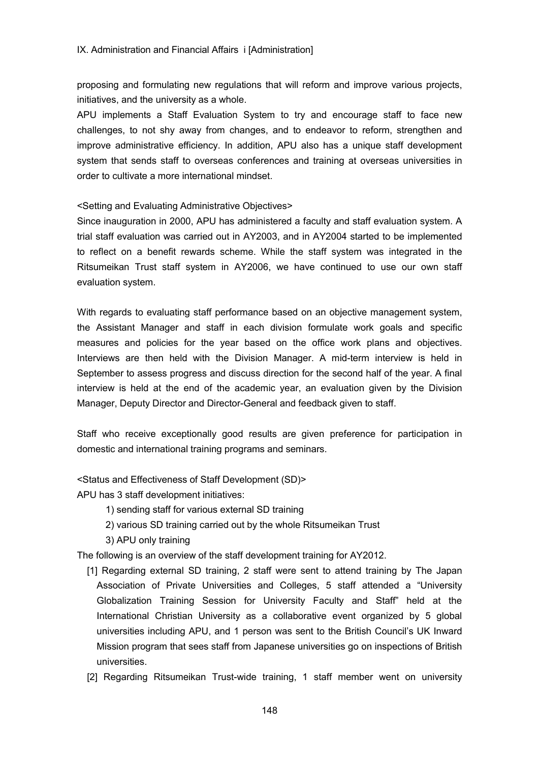proposing and formulating new regulations that will reform and improve various projects, initiatives, and the university as a whole.

APU implements a Staff Evaluation System to try and encourage staff to face new challenges, to not shy away from changes, and to endeavor to reform, strengthen and improve administrative efficiency. In addition, APU also has a unique staff development system that sends staff to overseas conferences and training at overseas universities in order to cultivate a more international mindset.

<Setting and Evaluating Administrative Objectives>

Since inauguration in 2000, APU has administered a faculty and staff evaluation system. A trial staff evaluation was carried out in AY2003, and in AY2004 started to be implemented to reflect on a benefit rewards scheme. While the staff system was integrated in the Ritsumeikan Trust staff system in AY2006, we have continued to use our own staff evaluation system.

With regards to evaluating staff performance based on an objective management system, the Assistant Manager and staff in each division formulate work goals and specific measures and policies for the year based on the office work plans and objectives. Interviews are then held with the Division Manager. A mid-term interview is held in September to assess progress and discuss direction for the second half of the year. A final interview is held at the end of the academic year, an evaluation given by the Division Manager, Deputy Director and Director-General and feedback given to staff.

Staff who receive exceptionally good results are given preference for participation in domestic and international training programs and seminars.

<Status and Effectiveness of Staff Development (SD)>

APU has 3 staff development initiatives:

1) sending staff for various external SD training
2) various SD training carried out by the whole Ritsumeikan Trust
3) APU only training

The following is an overview of the staff development training for AY2012.

[1] Regarding external SD training, 2 staff were sent to attend training by The Japan Association of Private Universities and Colleges, 5 staff attended a "University Globalization Training Session for University Faculty and Staff" held at the International Christian University as a collaborative event organized by 5 global universities including APU, and 1 person was sent to the British Council's UK Inward Mission program that sees staff from Japanese universities go on inspections of British universities.

[2] Regarding Ritsumeikan Trust-wide training, 1 staff member went on university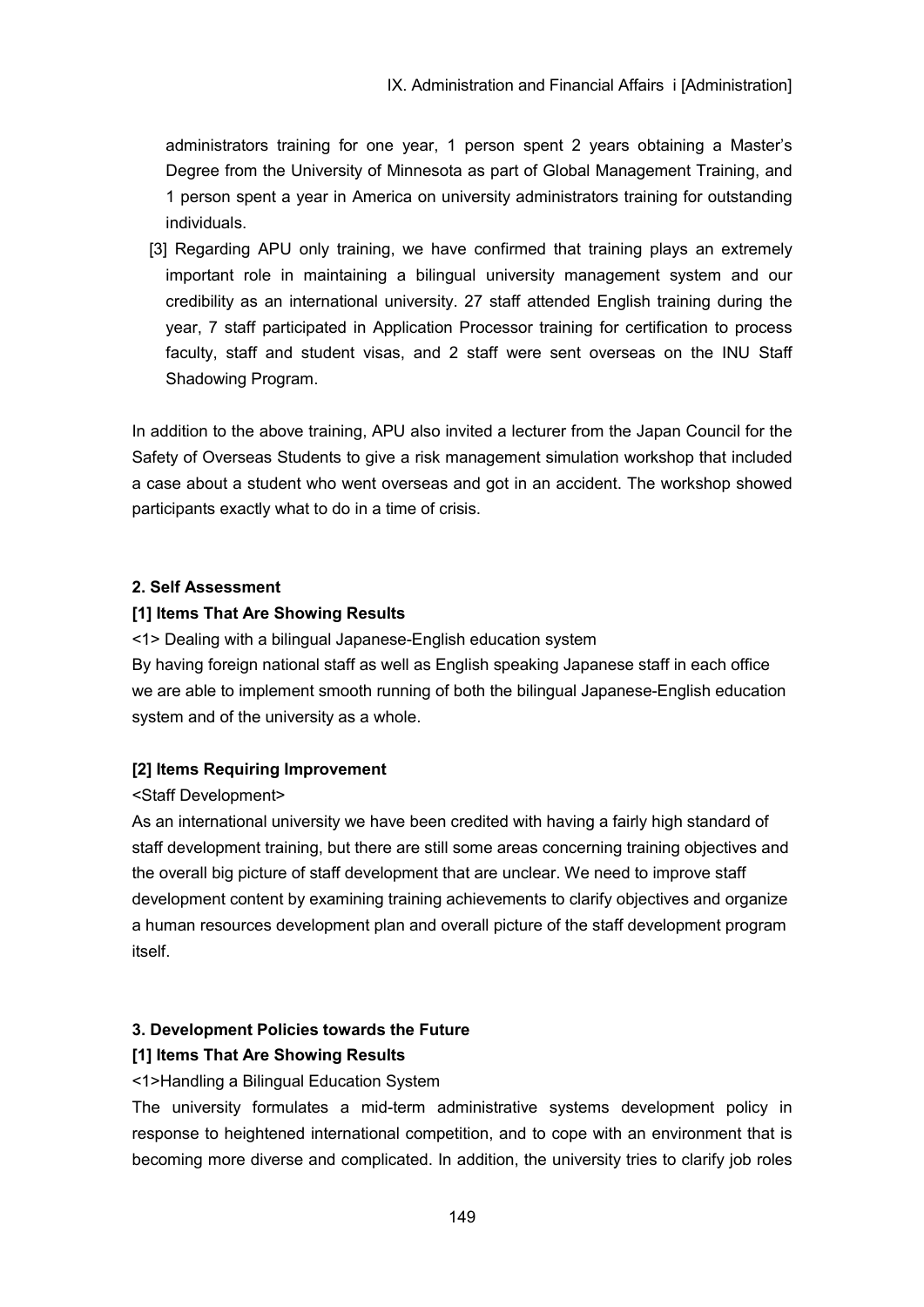administrators training for one year, 1 person spent 2 years obtaining a Master's Degree from the University of Minnesota as part of Global Management Training, and 1 person spent a year in America on university administrators training for outstanding individuals.

[3] Regarding APU only training, we have confirmed that training plays an extremely important role in maintaining a bilingual university management system and our credibility as an international university. 27 staff attended English training during the year, 7 staff participated in Application Processor training for certification to process faculty, staff and student visas, and 2 staff were sent overseas on the INU Staff Shadowing Program.

In addition to the above training, APU also invited a lecturer from the Japan Council for the Safety of Overseas Students to give a risk management simulation workshop that included a case about a student who went overseas and got in an accident. The workshop showed participants exactly what to do in a time of crisis.

### 2. Self Assessment

#### [1] Items That Are Showing Results

<1> Dealing with a bilingual Japanese-English education system

By having foreign national staff as well as English speaking Japanese staff in each office we are able to implement smooth running of both the bilingual Japanese-English education system and of the university as a whole.

#### [2] Items Requiring Improvement

<Staff Development>

As an international university we have been credited with having a fairly high standard of staff development training, but there are still some areas concerning training objectives and the overall big picture of staff development that are unclear. We need to improve staff development content by examining training achievements to clarify objectives and organize a human resources development plan and overall picture of the staff development program itself.

### 3. Development Policies towards the Future

#### [1] Items That Are Showing Results

<1>Handling a Bilingual Education System

The university formulates a mid-term administrative systems development policy in response to heightened international competition, and to cope with an environment that is becoming more diverse and complicated. In addition, the university tries to clarify job roles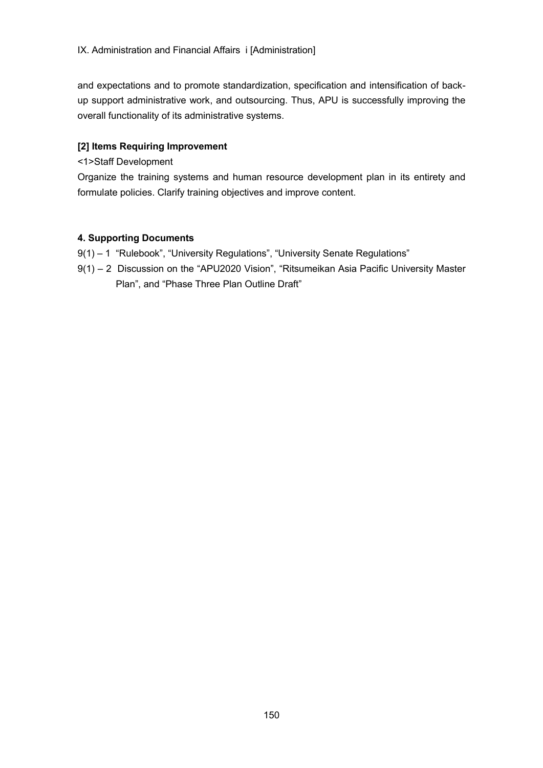and expectations and to promote standardization, specification and intensification of back-up support administrative work, and outsourcing. Thus, APU is successfully improving the overall functionality of its administrative systems.

### [2] Items Requiring Improvement

<1>Staff Development

Organize the training systems and human resource development plan in its entirety and formulate policies. Clarify training objectives and improve content.

## 4. Supporting Documents

9(1) – 1 "Rulebook", "University Regulations", "University Senate Regulations"

9(1) – 2 Discussion on the "APU2020 Vision", "Ritsumeikan Asia Pacific University Master Plan", and "Phase Three Plan Outline Draft"